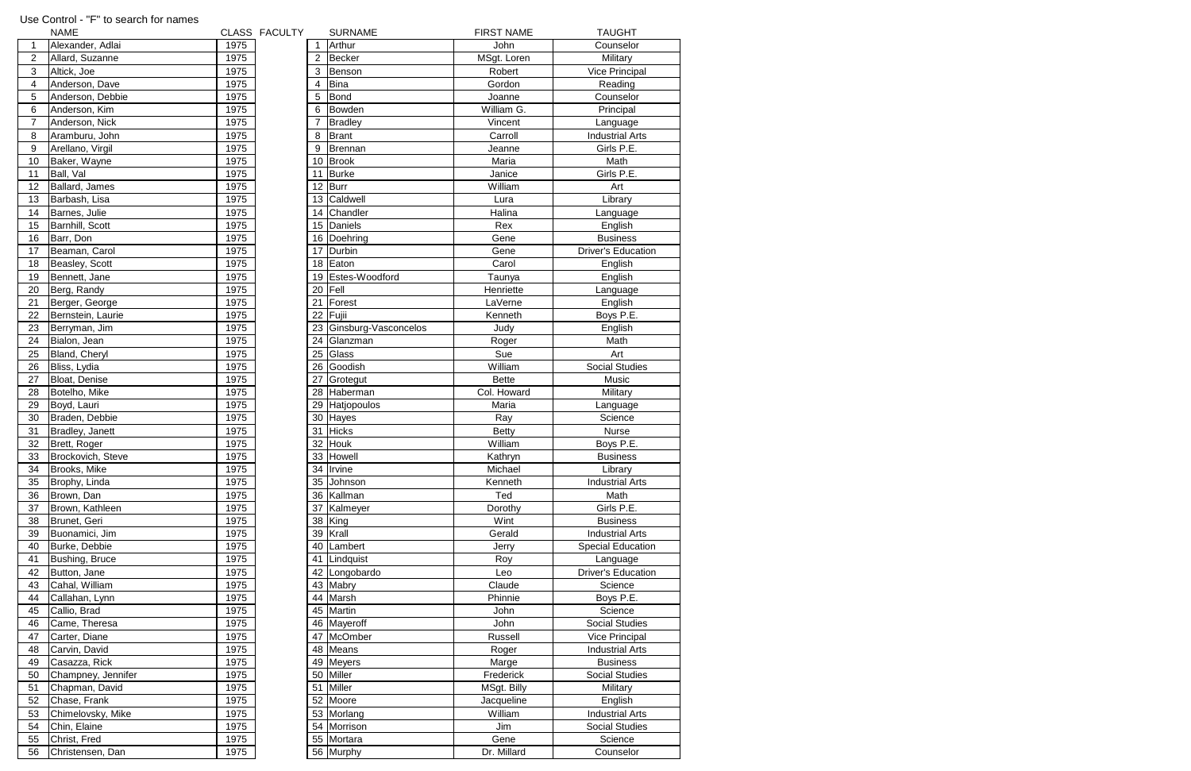Use Control - "F" to search for names

| | NAME | CLASS |
|---|---|---|
| 1 | Alexander, Adlai | 1975 |
| 2 | Allard, Suzanne | 1975 |
| 3 | Altick, Joe | 1975 |
| 4 | Anderson, Dave | 1975 |
| 5 | Anderson, Debbie | 1975 |
| 6 | Anderson, Kim | 1975 |
| 7 | Anderson, Nick | 1975 |
| 8 | Aramburu, John | 1975 |
| 9 | Arellano, Virgil | 1975 |
| 10 | Baker, Wayne | 1975 |
| 11 | Ball, Val | 1975 |
| 12 | Ballard, James | 1975 |
| 13 | Barbash, Lisa | 1975 |
| 14 | Barnes, Julie | 1975 |
| 15 | Barnhill, Scott | 1975 |
| 16 | Barr, Don | 1975 |
| 17 | Beaman, Carol | 1975 |
| 18 | Beasley, Scott | 1975 |
| 19 | Bennett, Jane | 1975 |
| 20 | Berg, Randy | 1975 |
| 21 | Berger, George | 1975 |
| 22 | Bernstein, Laurie | 1975 |
| 23 | Berryman, Jim | 1975 |
| 24 | Bialon, Jean | 1975 |
| 25 | Bland, Cheryl | 1975 |
| 26 | Bliss, Lydia | 1975 |
| 27 | Bloat, Denise | 1975 |
| 28 | Botelho, Mike | 1975 |
| 29 | Boyd, Lauri | 1975 |
| 30 | Braden, Debbie | 1975 |
| 31 | Bradley, Janett | 1975 |
| 32 | Brett, Roger | 1975 |
| 33 | Brockovich, Steve | 1975 |
| 34 | Brooks, Mike | 1975 |
| 35 | Brophy, Linda | 1975 |
| 36 | Brown, Dan | 1975 |
| 37 | Brown, Kathleen | 1975 |
| 38 | Brunet, Geri | 1975 |
| 39 | Buonamici, Jim | 1975 |
| 40 | Burke, Debbie | 1975 |
| 41 | Bushing, Bruce | 1975 |
| 42 | Button, Jane | 1975 |
| 43 | Cahal, William | 1975 |
| 44 | Callahan, Lynn | 1975 |
| 45 | Callio, Brad | 1975 |
| 46 | Came, Theresa | 1975 |
| 47 | Carter, Diane | 1975 |
| 48 | Carvin, David | 1975 |
| 49 | Casazza, Rick | 1975 |
| 50 | Champney, Jennifer | 1975 |
| 51 | Chapman, David | 1975 |
| 52 | Chase, Frank | 1975 |
| 53 | Chimelovsky, Mike | 1975 |
| 54 | Chin, Elaine | 1975 |
| 55 | Christ, Fred | 1975 |
| 56 | Christensen, Dan | 1975 |

FACULTY

| | SURNAME | FIRST NAME | TAUGHT |
|---|---|---|---|
| 1 | Arthur | John | Counselor |
| 2 | Becker | MSgt. Loren | Military |
| 3 | Benson | Robert | Vice Principal |
| 4 | Bina | Gordon | Reading |
| 5 | Bond | Joanne | Counselor |
| 6 | Bowden | William G. | Principal |
| 7 | Bradley | Vincent | Language |
| 8 | Brant | Carroll | Industrial Arts |
| 9 | Brennan | Jeanne | Girls P.E. |
| 10 | Brook | Maria | Math |
| 11 | Burke | Janice | Girls P.E. |
| 12 | Burr | William | Art |
| 13 | Caldwell | Lura | Library |
| 14 | Chandler | Halina | Language |
| 15 | Daniels | Rex | English |
| 16 | Doehring | Gene | Business |
| 17 | Durbin | Gene | Driver's Education |
| 18 | Eaton | Carol | English |
| 19 | Estes-Woodford | Taunya | English |
| 20 | Fell | Henriette | Language |
| 21 | Forest | LaVerne | English |
| 22 | Fujii | Kenneth | Boys P.E. |
| 23 | Ginsburg-Vasconcelos | Judy | English |
| 24 | Glanzman | Roger | Math |
| 25 | Glass | Sue | Art |
| 26 | Goodish | William | Social Studies |
| 27 | Grotegut | Bette | Music |
| 28 | Haberman | Col. Howard | Military |
| 29 | Hatjopoulos | Maria | Language |
| 30 | Hayes | Ray | Science |
| 31 | Hicks | Betty | Nurse |
| 32 | Houk | William | Boys P.E. |
| 33 | Howell | Kathryn | Business |
| 34 | Irvine | Michael | Library |
| 35 | Johnson | Kenneth | Industrial Arts |
| 36 | Kallman | Ted | Math |
| 37 | Kalmeyer | Dorothy | Girls P.E. |
| 38 | King | Wint | Business |
| 39 | Krall | Gerald | Industrial Arts |
| 40 | Lambert | Jerry | Special Education |
| 41 | Lindquist | Roy | Language |
| 42 | Longobardo | Leo | Driver's Education |
| 43 | Mabry | Claude | Science |
| 44 | Marsh | Phinnie | Boys P.E. |
| 45 | Martin | John | Science |
| 46 | Mayeroff | John | Social Studies |
| 47 | McOmber | Russell | Vice Principal |
| 48 | Means | Roger | Industrial Arts |
| 49 | Meyers | Marge | Business |
| 50 | Miller | Frederick | Social Studies |
| 51 | Miller | MSgt. Billy | Military |
| 52 | Moore | Jacqueline | English |
| 53 | Morlang | William | Industrial Arts |
| 54 | Morrison | Jim | Social Studies |
| 55 | Mortara | Gene | Science |
| 56 | Murphy | Dr. Millard | Counselor |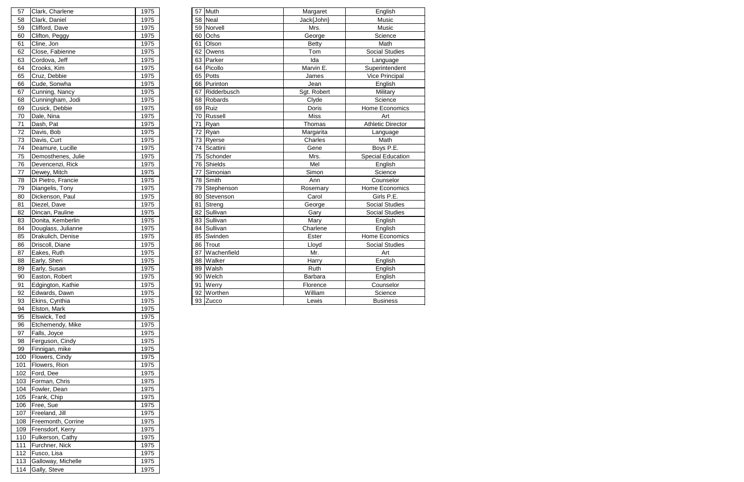| 57 | Clark, Charlene | 1975 |
|---|---|---|
| 58 | Clark, Daniel | 1975 |
| 59 | Clifford, Dave | 1975 |
| 60 | Clifton, Peggy | 1975 |
| 61 | Cline, Jon | 1975 |
| 62 | Close, Fabienne | 1975 |
| 63 | Cordova, Jeff | 1975 |
| 64 | Crooks, Kim | 1975 |
| 65 | Cruz, Debbie | 1975 |
| 66 | Cude, Sonwha | 1975 |
| 67 | Cunning, Nancy | 1975 |
| 68 | Cunningham, Jodi | 1975 |
| 69 | Cusick, Debbie | 1975 |
| 70 | Dale, Nina | 1975 |
| 71 | Dash, Pat | 1975 |
| 72 | Davis, Bob | 1975 |
| 73 | Davis, Curt | 1975 |
| 74 | Deamure, Lucille | 1975 |
| 75 | Demosthenes, Julie | 1975 |
| 76 | Devencenzi, Rick | 1975 |
| 77 | Dewey, Mitch | 1975 |
| 78 | Di Pietro, Francie | 1975 |
| 79 | Diangelis, Tony | 1975 |
| 80 | Dickenson, Paul | 1975 |
| 81 | Diezel, Dave | 1975 |
| 82 | Dincan, Pauline | 1975 |
| 83 | Donita, Kemberlin | 1975 |
| 84 | Douglass, Julianne | 1975 |
| 85 | Drakulich, Denise | 1975 |
| 86 | Driscoll, Diane | 1975 |
| 87 | Eakes, Ruth | 1975 |
| 88 | Early, Sheri | 1975 |
| 89 | Early, Susan | 1975 |
| 90 | Easton, Robert | 1975 |
| 91 | Edgington, Kathie | 1975 |
| 92 | Edwards, Dawn | 1975 |
| 93 | Ekins, Cynthia | 1975 |
| 94 | Elston, Mark | 1975 |
| 95 | Elswick, Ted | 1975 |
| 96 | Etchemendy, Mike | 1975 |
| 97 | Falls, Joyce | 1975 |
| 98 | Ferguson, Cindy | 1975 |
| 99 | Finnigan, mike | 1975 |
| 100 | Flowers, Cindy | 1975 |
| 101 | Flowers, Rion | 1975 |
| 102 | Ford, Dee | 1975 |
| 103 | Forman, Chris | 1975 |
| 104 | Fowler, Dean | 1975 |
| 105 | Frank, Chip | 1975 |
| 106 | Free, Sue | 1975 |
| 107 | Freeland, Jill | 1975 |
| 108 | Freemonth, Corrine | 1975 |
| 109 | Frensdorf, Kerry | 1975 |
| 110 | Fulkerson, Cathy | 1975 |
| 111 | Furchner, Nick | 1975 |
| 112 | Fusco, Lisa | 1975 |
| 113 | Galloway, Michelle | 1975 |
| 114 | Gally, Steve | 1975 |

| 57 | Muth | Margaret | English |
|---|---|---|---|
| 58 | Neal | Jack{John} | Music |
| 59 | Norvell | Mrs. | Music |
| 60 | Ochs | George | Science |
| 61 | Olson | Betty | Math |
| 62 | Owens | Tom | Social Studies |
| 63 | Parker | Ida | Language |
| 64 | Picollo | Marvin E. | Superintendent |
| 65 | Potts | James | Vice Principal |
| 66 | Purinton | Jean | English |
| 67 | Ridderbusch | Sgt. Robert | Military |
| 68 | Robards | Clyde | Science |
| 69 | Ruiz | Doris | Home Economics |
| 70 | Russell | Miss | Art |
| 71 | Ryan | Thomas | Athletic Director |
| 72 | Ryan | Margarita | Language |
| 73 | Ryerse | Charles | Math |
| 74 | Scattini | Gene | Boys P.E. |
| 75 | Schonder | Mrs. | Special Education |
| 76 | Shields | Mel | English |
| 77 | Simonian | Simon | Science |
| 78 | Smith | Ann | Counselor |
| 79 | Stephenson | Rosemary | Home Economics |
| 80 | Stevenson | Carol | Girls P.E. |
| 81 | Streng | George | Social Studies |
| 82 | Sullivan | Gary | Social Studies |
| 83 | Sullivan | Mary | English |
| 84 | Sullivan | Charlene | English |
| 85 | Swinden | Ester | Home Economics |
| 86 | Trout | Lloyd | Social Studies |
| 87 | Wachenfield | Mr. | Art |
| 88 | Walker | Harry | English |
| 89 | Walsh | Ruth | English |
| 90 | Welch | Barbara | English |
| 91 | Werry | Florence | Counselor |
| 92 | Worthen | William | Science |
| 93 | Zucco | Lewis | Business |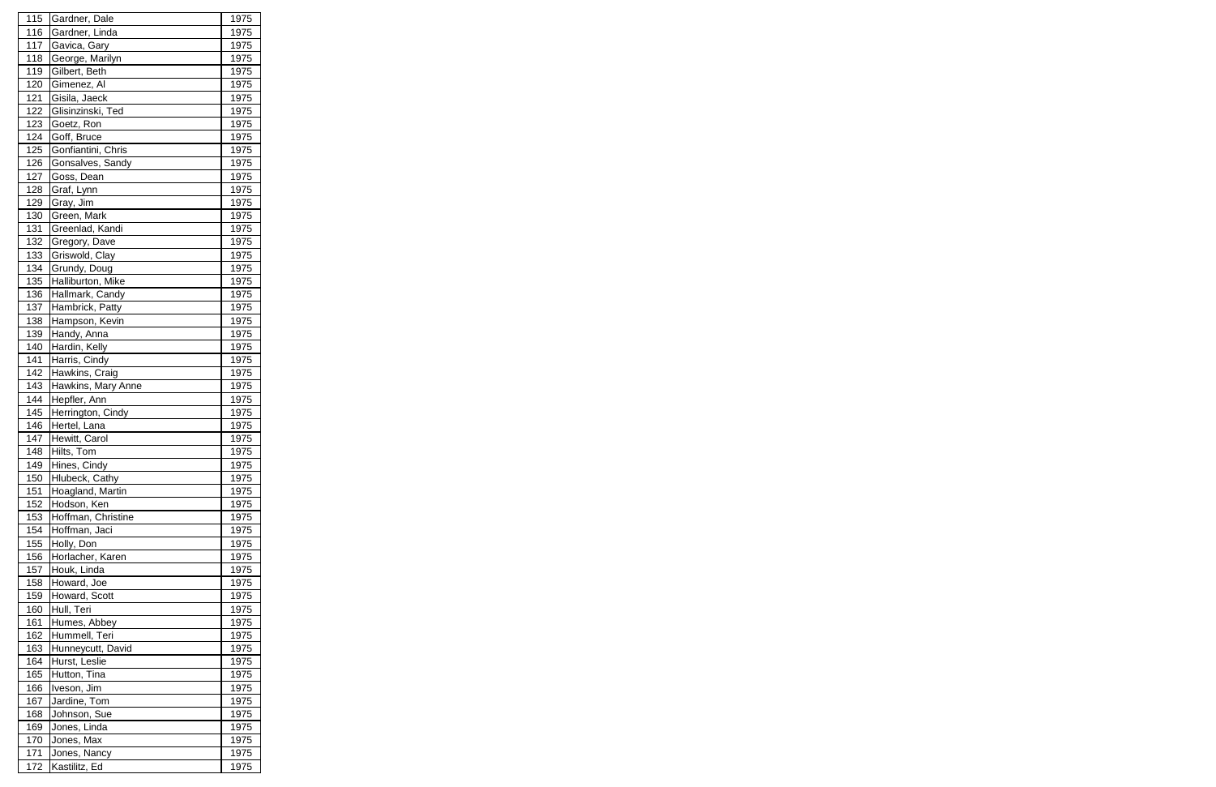| 115 | Gardner, Dale | 1975 |
|---|---|---|
| 116 | Gardner, Linda | 1975 |
| 117 | Gavica, Gary | 1975 |
| 118 | George, Marilyn | 1975 |
| 119 | Gilbert, Beth | 1975 |
| 120 | Gimenez, Al | 1975 |
| 121 | Gisila, Jaeck | 1975 |
| 122 | Glisinzinski, Ted | 1975 |
| 123 | Goetz, Ron | 1975 |
| 124 | Goff, Bruce | 1975 |
| 125 | Gonfiantini, Chris | 1975 |
| 126 | Gonsalves, Sandy | 1975 |
| 127 | Goss, Dean | 1975 |
| 128 | Graf, Lynn | 1975 |
| 129 | Gray, Jim | 1975 |
| 130 | Green, Mark | 1975 |
| 131 | Greenlad, Kandi | 1975 |
| 132 | Gregory, Dave | 1975 |
| 133 | Griswold, Clay | 1975 |
| 134 | Grundy, Doug | 1975 |
| 135 | Halliburton, Mike | 1975 |
| 136 | Hallmark, Candy | 1975 |
| 137 | Hambrick, Patty | 1975 |
| 138 | Hampson, Kevin | 1975 |
| 139 | Handy, Anna | 1975 |
| 140 | Hardin, Kelly | 1975 |
| 141 | Harris, Cindy | 1975 |
| 142 | Hawkins, Craig | 1975 |
| 143 | Hawkins, Mary Anne | 1975 |
| 144 | Hepfler, Ann | 1975 |
| 145 | Herrington, Cindy | 1975 |
| 146 | Hertel, Lana | 1975 |
| 147 | Hewitt, Carol | 1975 |
| 148 | Hilts, Tom | 1975 |
| 149 | Hines, Cindy | 1975 |
| 150 | Hlubeck, Cathy | 1975 |
| 151 | Hoagland, Martin | 1975 |
| 152 | Hodson, Ken | 1975 |
| 153 | Hoffman, Christine | 1975 |
| 154 | Hoffman, Jaci | 1975 |
| 155 | Holly, Don | 1975 |
| 156 | Horlacher, Karen | 1975 |
| 157 | Houk, Linda | 1975 |
| 158 | Howard, Joe | 1975 |
| 159 | Howard, Scott | 1975 |
| 160 | Hull, Teri | 1975 |
| 161 | Humes, Abbey | 1975 |
| 162 | Hummell, Teri | 1975 |
| 163 | Hunneycutt, David | 1975 |
| 164 | Hurst, Leslie | 1975 |
| 165 | Hutton, Tina | 1975 |
| 166 | Iveson, Jim | 1975 |
| 167 | Jardine, Tom | 1975 |
| 168 | Johnson, Sue | 1975 |
| 169 | Jones, Linda | 1975 |
| 170 | Jones, Max | 1975 |
| 171 | Jones, Nancy | 1975 |
| 172 | Kastilitz, Ed | 1975 |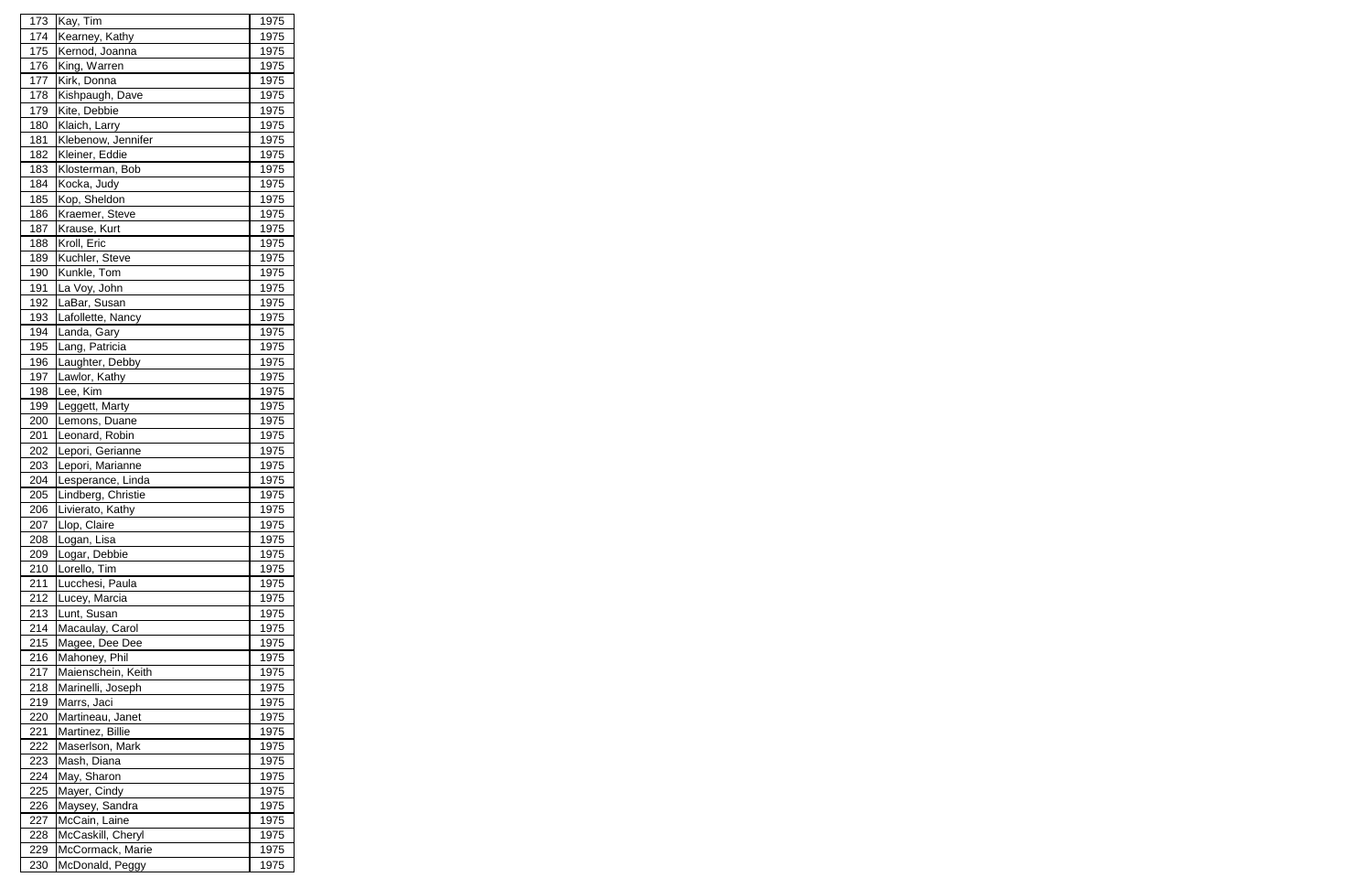| | | |
|---|---|---|
| 173 | Kay, Tim | 1975 |
| 174 | Kearney, Kathy | 1975 |
| 175 | Kernod, Joanna | 1975 |
| 176 | King, Warren | 1975 |
| 177 | Kirk, Donna | 1975 |
| 178 | Kishpaugh, Dave | 1975 |
| 179 | Kite, Debbie | 1975 |
| 180 | Klaich, Larry | 1975 |
| 181 | Klebenow, Jennifer | 1975 |
| 182 | Kleiner, Eddie | 1975 |
| 183 | Klosterman, Bob | 1975 |
| 184 | Kocka, Judy | 1975 |
| 185 | Kop, Sheldon | 1975 |
| 186 | Kraemer, Steve | 1975 |
| 187 | Krause, Kurt | 1975 |
| 188 | Kroll, Eric | 1975 |
| 189 | Kuchler, Steve | 1975 |
| 190 | Kunkle, Tom | 1975 |
| 191 | La Voy, John | 1975 |
| 192 | LaBar, Susan | 1975 |
| 193 | Lafollette, Nancy | 1975 |
| 194 | Landa, Gary | 1975 |
| 195 | Lang, Patricia | 1975 |
| 196 | Laughter, Debby | 1975 |
| 197 | Lawlor, Kathy | 1975 |
| 198 | Lee, Kim | 1975 |
| 199 | Leggett, Marty | 1975 |
| 200 | Lemons, Duane | 1975 |
| 201 | Leonard, Robin | 1975 |
| 202 | Lepori, Gerianne | 1975 |
| 203 | Lepori, Marianne | 1975 |
| 204 | Lesperance, Linda | 1975 |
| 205 | Lindberg, Christie | 1975 |
| 206 | Livierato, Kathy | 1975 |
| 207 | Llop, Claire | 1975 |
| 208 | Logan, Lisa | 1975 |
| 209 | Logar, Debbie | 1975 |
| 210 | Lorello, Tim | 1975 |
| 211 | Lucchesi, Paula | 1975 |
| 212 | Lucey, Marcia | 1975 |
| 213 | Lunt, Susan | 1975 |
| 214 | Macaulay, Carol | 1975 |
| 215 | Magee, Dee Dee | 1975 |
| 216 | Mahoney, Phil | 1975 |
| 217 | Maienschein, Keith | 1975 |
| 218 | Marinelli, Joseph | 1975 |
| 219 | Marrs, Jaci | 1975 |
| 220 | Martineau, Janet | 1975 |
| 221 | Martinez, Billie | 1975 |
| 222 | Maserlson, Mark | 1975 |
| 223 | Mash, Diana | 1975 |
| 224 | May, Sharon | 1975 |
| 225 | Mayer, Cindy | 1975 |
| 226 | Maysey, Sandra | 1975 |
| 227 | McCain, Laine | 1975 |
| 228 | McCaskill, Cheryl | 1975 |
| 229 | McCormack, Marie | 1975 |
| 230 | McDonald, Peggy | 1975 |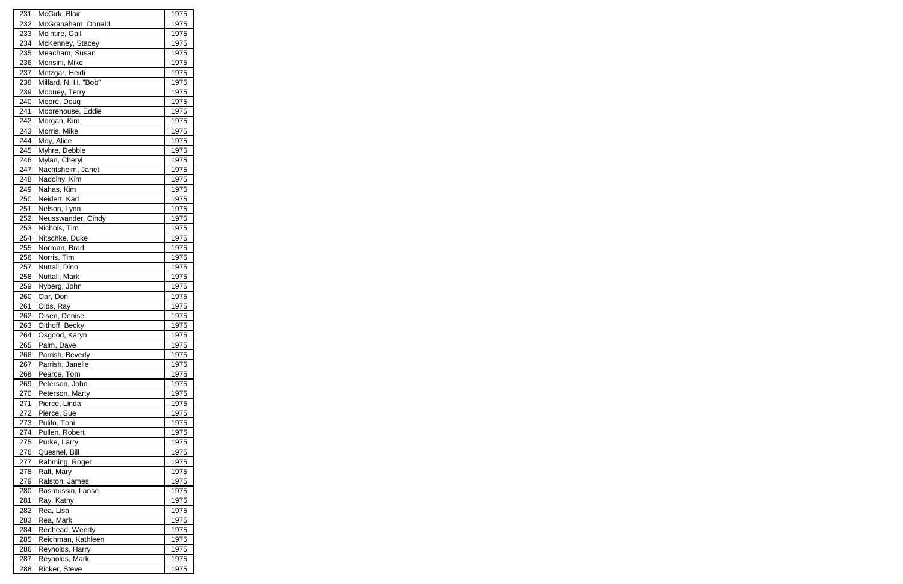| 231 | McGirk, Blair | 1975 |
|---|---|---|
| 232 | McGranaham, Donald | 1975 |
| 233 | McIntire, Gail | 1975 |
| 234 | McKenney, Stacey | 1975 |
| 235 | Meacham, Susan | 1975 |
| 236 | Mensini, Mike | 1975 |
| 237 | Metzgar, Heidi | 1975 |
| 238 | Millard, N. H. "Bob" | 1975 |
| 239 | Mooney, Terry | 1975 |
| 240 | Moore, Doug | 1975 |
| 241 | Moorehouse, Eddie | 1975 |
| 242 | Morgan, Kim | 1975 |
| 243 | Morris, Mike | 1975 |
| 244 | Moy, Alice | 1975 |
| 245 | Myhre, Debbie | 1975 |
| 246 | Mylan, Cheryl | 1975 |
| 247 | Nachtsheim, Janet | 1975 |
| 248 | Nadolny, Kim | 1975 |
| 249 | Nahas, Kim | 1975 |
| 250 | Neidert, Karl | 1975 |
| 251 | Nelson, Lynn | 1975 |
| 252 | Neusswander, Cindy | 1975 |
| 253 | Nichols, Tim | 1975 |
| 254 | Nitschke, Duke | 1975 |
| 255 | Norman, Brad | 1975 |
| 256 | Norris, Tim | 1975 |
| 257 | Nuttall, Dino | 1975 |
| 258 | Nuttall, Mark | 1975 |
| 259 | Nyberg, John | 1975 |
| 260 | Oar, Don | 1975 |
| 261 | Olds, Ray | 1975 |
| 262 | Olsen, Denise | 1975 |
| 263 | Olthoff, Becky | 1975 |
| 264 | Osgood, Karyn | 1975 |
| 265 | Palm, Dave | 1975 |
| 266 | Parrish, Beverly | 1975 |
| 267 | Parrish, Janelle | 1975 |
| 268 | Pearce, Tom | 1975 |
| 269 | Peterson, John | 1975 |
| 270 | Peterson, Marty | 1975 |
| 271 | Pierce, Linda | 1975 |
| 272 | Pierce, Sue | 1975 |
| 273 | Pulito, Toni | 1975 |
| 274 | Pullen, Robert | 1975 |
| 275 | Purke, Larry | 1975 |
| 276 | Quesnel, Bill | 1975 |
| 277 | Rahming, Roger | 1975 |
| 278 | Ralf, Mary | 1975 |
| 279 | Ralston, James | 1975 |
| 280 | Rasmussin, Lanse | 1975 |
| 281 | Ray, Kathy | 1975 |
| 282 | Rea, Lisa | 1975 |
| 283 | Rea, Mark | 1975 |
| 284 | Redhead, Wendy | 1975 |
| 285 | Reichman, Kathleen | 1975 |
| 286 | Reynolds, Harry | 1975 |
| 287 | Reynolds, Mark | 1975 |
| 288 | Ricker, Steve | 1975 |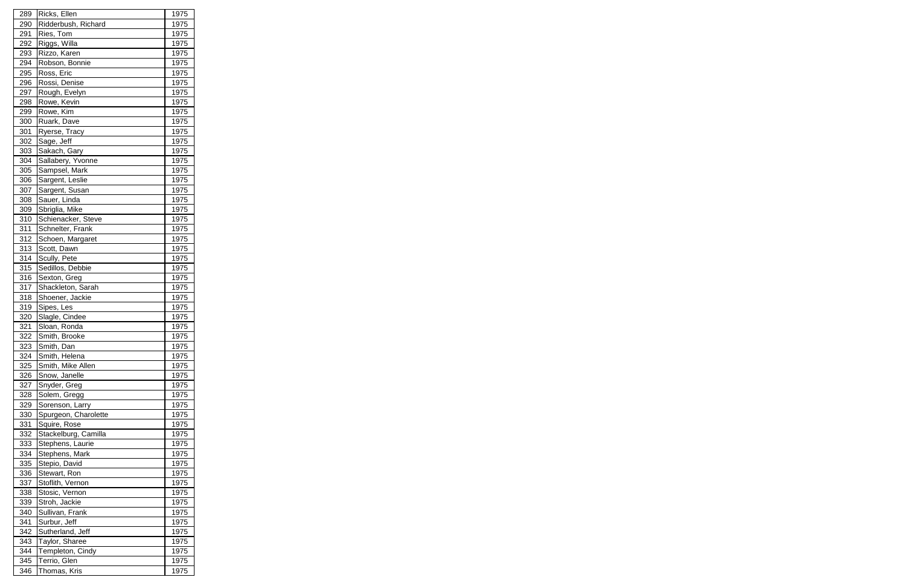| 289 | Ricks, Ellen | 1975 |
|---|---|---|
| 290 | Ridderbush, Richard | 1975 |
| 291 | Ries, Tom | 1975 |
| 292 | Riggs, Willa | 1975 |
| 293 | Rizzo, Karen | 1975 |
| 294 | Robson, Bonnie | 1975 |
| 295 | Ross, Eric | 1975 |
| 296 | Rossi, Denise | 1975 |
| 297 | Rough, Evelyn | 1975 |
| 298 | Rowe, Kevin | 1975 |
| 299 | Rowe, Kim | 1975 |
| 300 | Ruark, Dave | 1975 |
| 301 | Ryerse, Tracy | 1975 |
| 302 | Sage, Jeff | 1975 |
| 303 | Sakach, Gary | 1975 |
| 304 | Sallabery, Yvonne | 1975 |
| 305 | Sampsel, Mark | 1975 |
| 306 | Sargent, Leslie | 1975 |
| 307 | Sargent, Susan | 1975 |
| 308 | Sauer, Linda | 1975 |
| 309 | Sbriglia, Mike | 1975 |
| 310 | Schienacker, Steve | 1975 |
| 311 | Schnelter, Frank | 1975 |
| 312 | Schoen, Margaret | 1975 |
| 313 | Scott, Dawn | 1975 |
| 314 | Scully, Pete | 1975 |
| 315 | Sedillos, Debbie | 1975 |
| 316 | Sexton, Greg | 1975 |
| 317 | Shackleton, Sarah | 1975 |
| 318 | Shoener, Jackie | 1975 |
| 319 | Sipes, Les | 1975 |
| 320 | Slagle, Cindee | 1975 |
| 321 | Sloan, Ronda | 1975 |
| 322 | Smith, Brooke | 1975 |
| 323 | Smith, Dan | 1975 |
| 324 | Smith, Helena | 1975 |
| 325 | Smith, Mike Allen | 1975 |
| 326 | Snow, Janelle | 1975 |
| 327 | Snyder, Greg | 1975 |
| 328 | Solem, Gregg | 1975 |
| 329 | Sorenson, Larry | 1975 |
| 330 | Spurgeon, Charolette | 1975 |
| 331 | Squire, Rose | 1975 |
| 332 | Stackelburg, Camilla | 1975 |
| 333 | Stephens, Laurie | 1975 |
| 334 | Stephens, Mark | 1975 |
| 335 | Stepio, David | 1975 |
| 336 | Stewart, Ron | 1975 |
| 337 | Stoflith, Vernon | 1975 |
| 338 | Stosic, Vernon | 1975 |
| 339 | Stroh, Jackie | 1975 |
| 340 | Sullivan, Frank | 1975 |
| 341 | Surbur, Jeff | 1975 |
| 342 | Sutherland, Jeff | 1975 |
| 343 | Taylor, Sharee | 1975 |
| 344 | Templeton, Cindy | 1975 |
| 345 | Terrio, Glen | 1975 |
| 346 | Thomas, Kris | 1975 |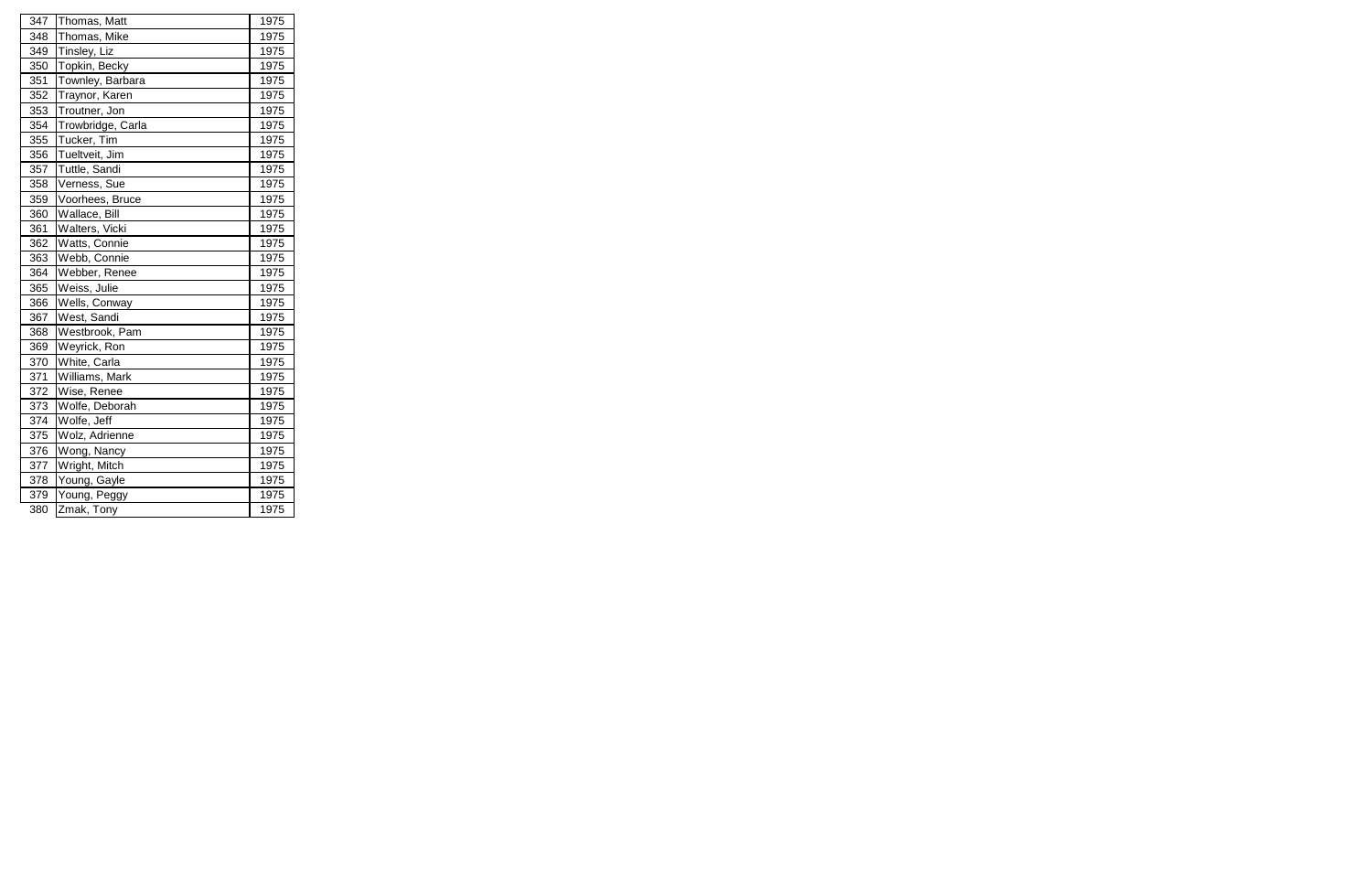| | | |
|---|---|---|
| 347 | Thomas, Matt | 1975 |
| 348 | Thomas, Mike | 1975 |
| 349 | Tinsley, Liz | 1975 |
| 350 | Topkin, Becky | 1975 |
| 351 | Townley, Barbara | 1975 |
| 352 | Traynor, Karen | 1975 |
| 353 | Troutner, Jon | 1975 |
| 354 | Trowbridge, Carla | 1975 |
| 355 | Tucker, Tim | 1975 |
| 356 | Tueltveit, Jim | 1975 |
| 357 | Tuttle, Sandi | 1975 |
| 358 | Verness, Sue | 1975 |
| 359 | Voorhees, Bruce | 1975 |
| 360 | Wallace, Bill | 1975 |
| 361 | Walters, Vicki | 1975 |
| 362 | Watts, Connie | 1975 |
| 363 | Webb, Connie | 1975 |
| 364 | Webber, Renee | 1975 |
| 365 | Weiss, Julie | 1975 |
| 366 | Wells, Conway | 1975 |
| 367 | West, Sandi | 1975 |
| 368 | Westbrook, Pam | 1975 |
| 369 | Weyrick, Ron | 1975 |
| 370 | White, Carla | 1975 |
| 371 | Williams, Mark | 1975 |
| 372 | Wise, Renee | 1975 |
| 373 | Wolfe, Deborah | 1975 |
| 374 | Wolfe, Jeff | 1975 |
| 375 | Wolz, Adrienne | 1975 |
| 376 | Wong, Nancy | 1975 |
| 377 | Wright, Mitch | 1975 |
| 378 | Young, Gayle | 1975 |
| 379 | Young, Peggy | 1975 |
| 380 | Zmak, Tony | 1975 |